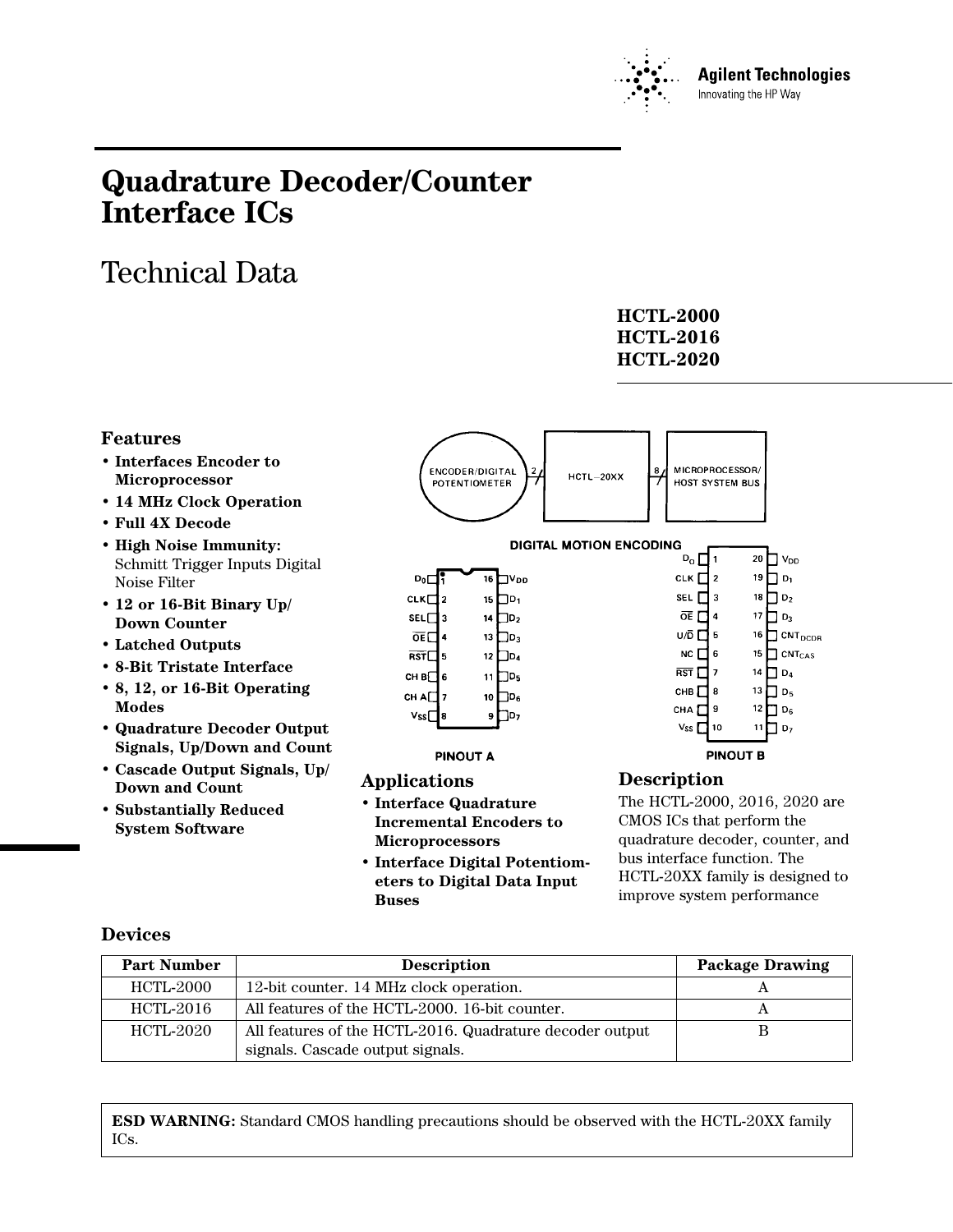Agilent Technologies
Innovating the HP Way

# Quadrature Decoder/Counter Interface ICs

## Technical Data

**HCTL-2000**
**HCTL-2016**
**HCTL-2020**

### Features

- **Interfaces Encoder to Microprocessor**
- **14 MHz Clock Operation**
- **Full 4X Decode**
- **High Noise Immunity:** Schmitt Trigger Inputs Digital Noise Filter
- **12 or 16-Bit Binary Up/ Down Counter**
- **Latched Outputs**
- **8-Bit Tristate Interface**
- **8, 12, or 16-Bit Operating Modes**
- **Quadrature Decoder Output Signals, Up/Down and Count**
- **Cascade Output Signals, Up/ Down and Count**
- **Substantially Reduced System Software**

ENCODER/DIGITAL POTENTIOMETER → 2 → HCTL–20XX → 8 → MICROPROCESSOR/ HOST SYSTEM BUS

DIGITAL MOTION ENCODING

PINOUT A

| Pin | Name | Pin | Name |
|---|---|---|---|
| 1 | $D_0$ | 16 | $V_{DD}$ |
| 2 | CLK | 15 | $D_1$ |
| 3 | SEL | 14 | $D_2$ |
| 4 | $\overline{OE}$ | 13 | $D_3$ |
| 5 | $\overline{RST}$ | 12 | $D_4$ |
| 6 | CH B | 11 | $D_5$ |
| 7 | CH A | 10 | $D_6$ |
| 8 | $V_{SS}$ | 9 | $D_7$ |

PINOUT B

| Pin | Name | Pin | Name |
|---|---|---|---|
| 1 | $D_0$ | 20 | $V_{DD}$ |
| 2 | CLK | 19 | $D_1$ |
| 3 | SEL | 18 | $D_2$ |
| 4 | $\overline{OE}$ | 17 | $D_3$ |
| 5 | $U/\overline{D}$ | 16 | $CNT_{DCDR}$ |
| 6 | NC | 15 | $CNT_{CAS}$ |
| 7 | $\overline{RST}$ | 14 | $D_4$ |
| 8 | CHB | 13 | $D_5$ |
| 9 | CHA | 12 | $D_6$ |
| 10 | $V_{SS}$ | 11 | $D_7$ |

### Applications

- **Interface Quadrature Incremental Encoders to Microprocessors**
- **Interface Digital Potentiometers to Digital Data Input Buses**

### Description

The HCTL-2000, 2016, 2020 are CMOS ICs that perform the quadrature decoder, counter, and bus interface function. The HCTL-20XX family is designed to improve system performance

### Devices

| Part Number | Description | Package Drawing |
|---|---|---|
| HCTL-2000 | 12-bit counter. 14 MHz clock operation. | A |
| HCTL-2016 | All features of the HCTL-2000. 16-bit counter. | A |
| HCTL-2020 | All features of the HCTL-2016. Quadrature decoder output signals. Cascade output signals. | B |

**ESD WARNING:** Standard CMOS handling precautions should be observed with the HCTL-20XX family ICs.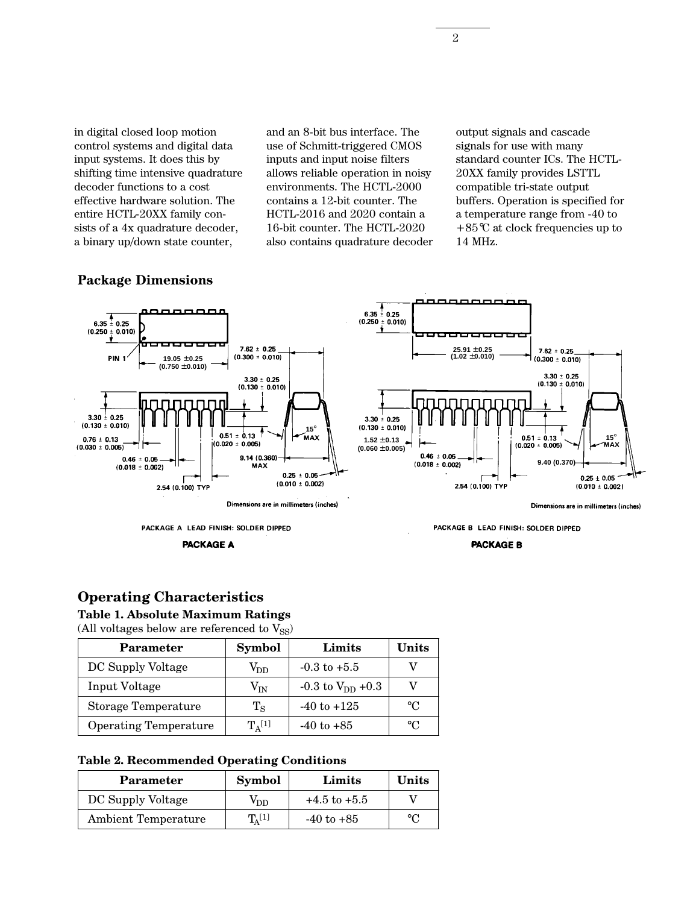in digital closed loop motion control systems and digital data input systems. It does this by shifting time intensive quadrature decoder functions to a cost effective hardware solution. The entire HCTL-20XX family consists of a 4x quadrature decoder, a binary up/down state counter, and an 8-bit bus interface. The use of Schmitt-triggered CMOS inputs and input noise filters allows reliable operation in noisy environments. The HCTL-2000 contains a 12-bit counter. The HCTL-2016 and 2020 contain a 16-bit counter. The HCTL-2020 also contains quadrature decoder output signals and cascade signals for use with many standard counter ICs. The HCTL-20XX family provides LSTTL compatible tri-state output buffers. Operation is specified for a temperature range from -40 to +85°C at clock frequencies up to 14 MHz.

## Package Dimensions

PACKAGE A LEAD FINISH: SOLDER DIPPED

Dimensions are in millimeters (inches)

**PACKAGE A**

PACKAGE B LEAD FINISH: SOLDER DIPPED

Dimensions are in millimeters (inches)

**PACKAGE B**

## Operating Characteristics

### Table 1. Absolute Maximum Ratings

(All voltages below are referenced to $V_{SS}$)

| Parameter | Symbol | Limits | Units |
|---|---|---|---|
| DC Supply Voltage | $V_{DD}$ | -0.3 to +5.5 | V |
| Input Voltage | $V_{IN}$ | -0.3 to $V_{DD}$ +0.3 | V |
| Storage Temperature | $T_S$ | -40 to +125 | °C |
| Operating Temperature | $T_A$[1] | -40 to +85 | °C |

### Table 2. Recommended Operating Conditions

| Parameter | Symbol | Limits | Units |
|---|---|---|---|
| DC Supply Voltage | $V_{DD}$ | +4.5 to +5.5 | V |
| Ambient Temperature | $T_A$[1] | -40 to +85 | °C |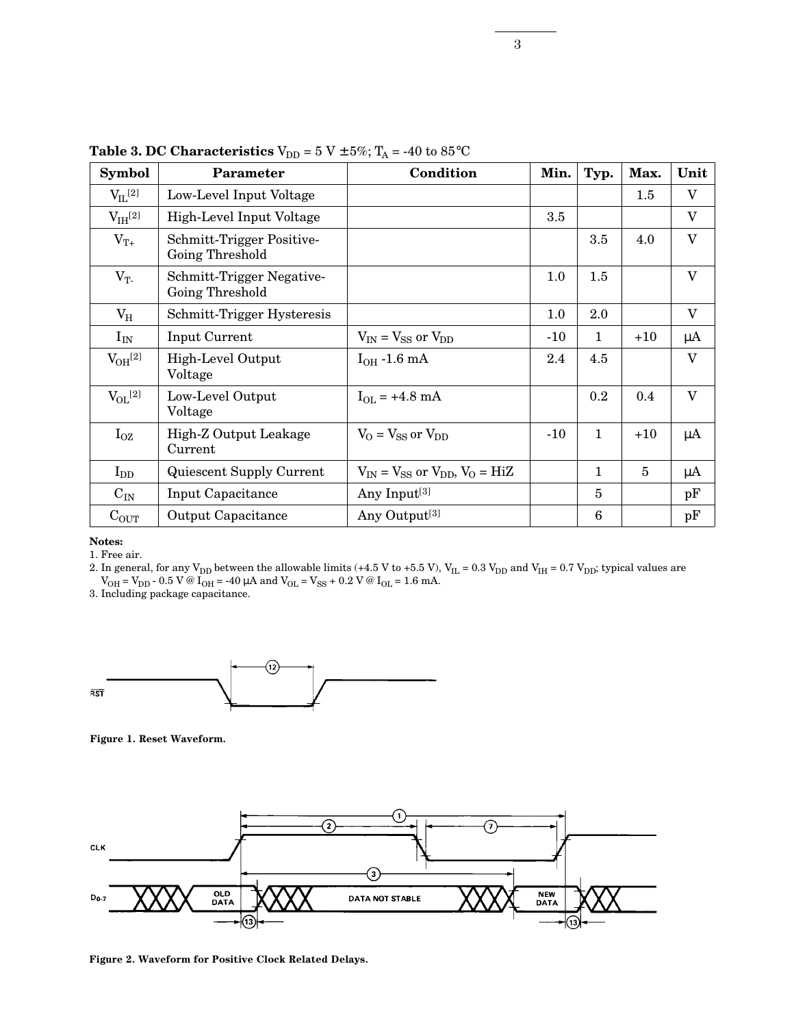**Table 3. DC Characteristics** $V_{DD}$ = 5 V ±5%; $T_A$ = -40 to 85°C

| Symbol | Parameter | Condition | Min. | Typ. | Max. | Unit |
|---|---|---|---|---|---|---|
| $V_{IL}$[2] | Low-Level Input Voltage | | | | 1.5 | V |
| $V_{IH}$[2] | High-Level Input Voltage | | 3.5 | | | V |
| $V_{T+}$ | Schmitt-Trigger Positive-Going Threshold | | | 3.5 | 4.0 | V |
| $V_{T-}$ | Schmitt-Trigger Negative-Going Threshold | | 1.0 | 1.5 | | V |
| $V_H$ | Schmitt-Trigger Hysteresis | | 1.0 | 2.0 | | V |
| $I_{IN}$ | Input Current | $V_{IN} = V_{SS}$ or $V_{DD}$ | -10 | 1 | +10 | μA |
| $V_{OH}$[2] | High-Level Output Voltage | $I_{OH}$ -1.6 mA | 2.4 | 4.5 | | V |
| $V_{OL}$[2] | Low-Level Output Voltage | $I_{OL}$ = +4.8 mA | | 0.2 | 0.4 | V |
| $I_{OZ}$ | High-Z Output Leakage Current | $V_O = V_{SS}$ or $V_{DD}$ | -10 | 1 | +10 | μA |
| $I_{DD}$ | Quiescent Supply Current | $V_{IN} = V_{SS}$ or $V_{DD}$, $V_O$ = HiZ | | 1 | 5 | μA |
| $C_{IN}$ | Input Capacitance | Any Input[3] | | 5 | | pF |
| $C_{OUT}$ | Output Capacitance | Any Output[3] | | 6 | | pF |

**Notes:**

1. Free air.
2. In general, for any $V_{DD}$ between the allowable limits (+4.5 V to +5.5 V), $V_{IL}$ = 0.3 $V_{DD}$ and $V_{IH}$ = 0.7 $V_{DD}$; typical values are $V_{OH} = V_{DD}$ - 0.5 V @ $I_{OH}$ = -40 μA and $V_{OL} = V_{SS}$ + 0.2 V @ $I_{OL}$ = 1.6 mA.
3. Including package capacitance.

**Figure 1. Reset Waveform.**

**Figure 2. Waveform for Positive Clock Related Delays.**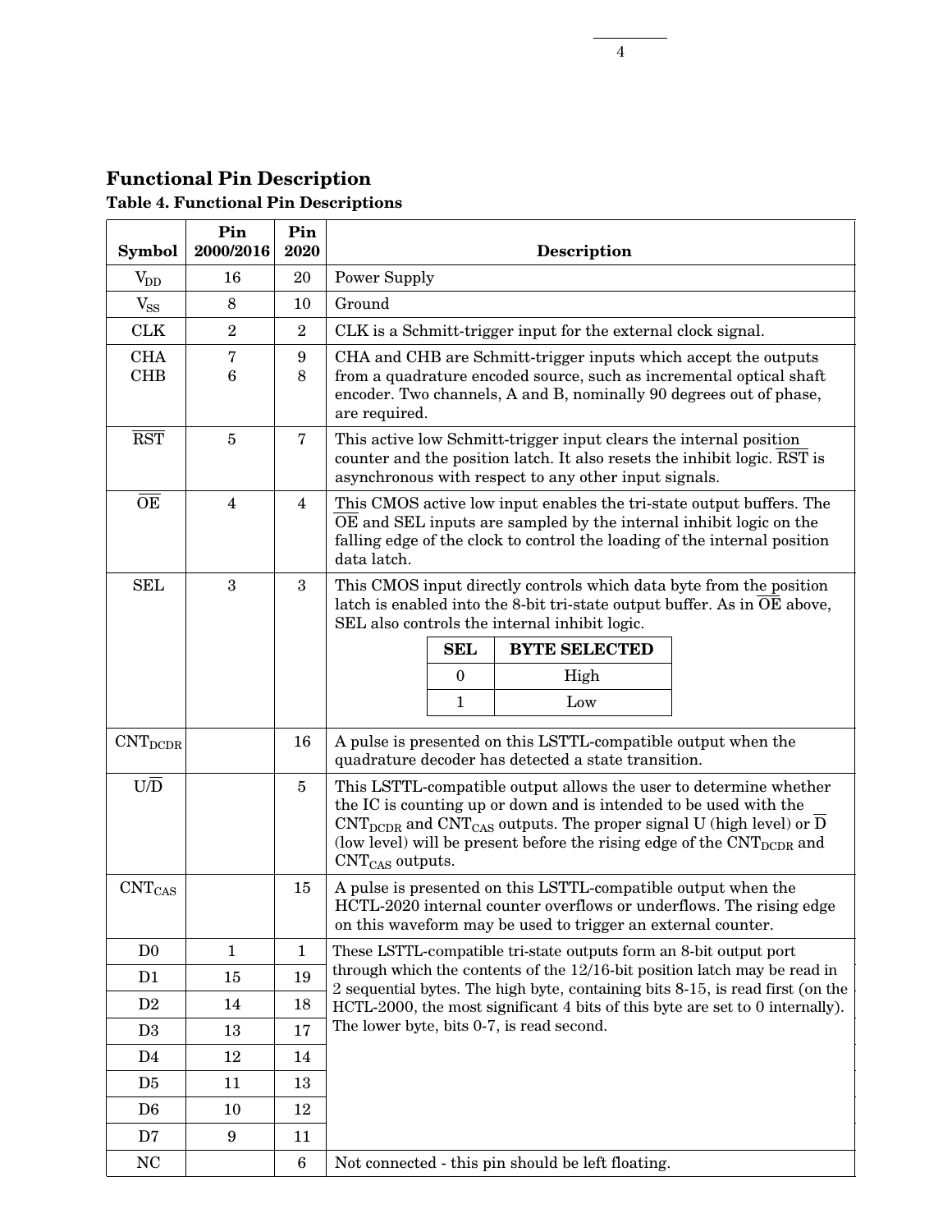## Functional Pin Description

**Table 4. Functional Pin Descriptions**

| Symbol | Pin 2000/2016 | Pin 2020 | Description |
|---|---|---|---|
| $V_{DD}$ | 16 | 20 | Power Supply |
| $V_{SS}$ | 8 | 10 | Ground |
| CLK | 2 | 2 | CLK is a Schmitt-trigger input for the external clock signal. |
| CHA<br>CHB | 7<br>6 | 9<br>8 | CHA and CHB are Schmitt-trigger inputs which accept the outputs from a quadrature encoded source, such as incremental optical shaft encoder. Two channels, A and B, nominally 90 degrees out of phase, are required. |
| $\overline{RST}$ | 5 | 7 | This active low Schmitt-trigger input clears the internal position counter and the position latch. It also resets the inhibit logic. $\overline{RST}$ is asynchronous with respect to any other input signals. |
| $\overline{OE}$ | 4 | 4 | This CMOS active low input enables the tri-state output buffers. The $\overline{OE}$ and SEL inputs are sampled by the internal inhibit logic on the falling edge of the clock to control the loading of the internal position data latch. |
| SEL | 3 | 3 | This CMOS input directly controls which data byte from the position latch is enabled into the 8-bit tri-state output buffer. As in $\overline{OE}$ above, SEL also controls the internal inhibit logic.<br>SEL 0 → BYTE SELECTED High<br>SEL 1 → BYTE SELECTED Low |
| $CNT_{DCDR}$ | | 16 | A pulse is presented on this LSTTL-compatible output when the quadrature decoder has detected a state transition. |
| $U/\overline{D}$ | | 5 | This LSTTL-compatible output allows the user to determine whether the IC is counting up or down and is intended to be used with the $CNT_{DCDR}$ and $CNT_{CAS}$ outputs. The proper signal U (high level) or $\overline{D}$ (low level) will be present before the rising edge of the $CNT_{DCDR}$ and $CNT_{CAS}$ outputs. |
| $CNT_{CAS}$ | | 15 | A pulse is presented on this LSTTL-compatible output when the HCTL-2020 internal counter overflows or underflows. The rising edge on this waveform may be used to trigger an external counter. |
| D0 | 1 | 1 | These LSTTL-compatible tri-state outputs form an 8-bit output port through which the contents of the 12/16-bit position latch may be read in 2 sequential bytes. The high byte, containing bits 8-15, is read first (on the HCTL-2000, the most significant 4 bits of this byte are set to 0 internally). The lower byte, bits 0-7, is read second. |
| D1 | 15 | 19 | |
| D2 | 14 | 18 | |
| D3 | 13 | 17 | |
| D4 | 12 | 14 | |
| D5 | 11 | 13 | |
| D6 | 10 | 12 | |
| D7 | 9 | 11 | |
| NC | | 6 | Not connected - this pin should be left floating. |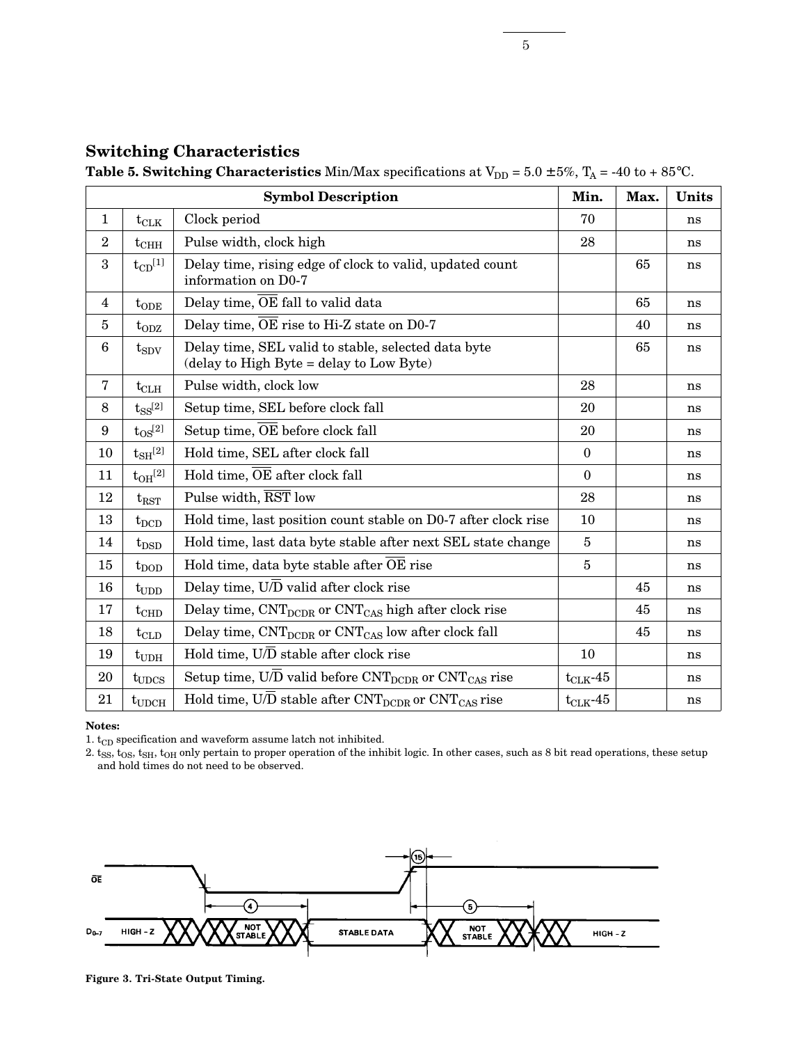## Switching Characteristics

**Table 5. Switching Characteristics** Min/Max specifications at $V_{DD}$ = 5.0 ±5%, $T_A$ = -40 to + 85°C.

| | Symbol | Description | Min. | Max. | Units |
|---|---|---|---|---|---|
| 1 | $t_{CLK}$ | Clock period | 70 | | ns |
| 2 | $t_{CHH}$ | Pulse width, clock high | 28 | | ns |
| 3 | $t_{CD}$[1] | Delay time, rising edge of clock to valid, updated count information on D0-7 | | 65 | ns |
| 4 | $t_{ODE}$ | Delay time, $\overline{OE}$ fall to valid data | | 65 | ns |
| 5 | $t_{ODZ}$ | Delay time, $\overline{OE}$ rise to Hi-Z state on D0-7 | | 40 | ns |
| 6 | $t_{SDV}$ | Delay time, SEL valid to stable, selected data byte (delay to High Byte = delay to Low Byte) | | 65 | ns |
| 7 | $t_{CLH}$ | Pulse width, clock low | 28 | | ns |
| 8 | $t_{SS}$[2] | Setup time, SEL before clock fall | 20 | | ns |
| 9 | $t_{OS}$[2] | Setup time, $\overline{OE}$ before clock fall | 20 | | ns |
| 10 | $t_{SH}$[2] | Hold time, SEL after clock fall | 0 | | ns |
| 11 | $t_{OH}$[2] | Hold time, $\overline{OE}$ after clock fall | 0 | | ns |
| 12 | $t_{RST}$ | Pulse width, $\overline{RST}$ low | 28 | | ns |
| 13 | $t_{DCD}$ | Hold time, last position count stable on D0-7 after clock rise | 10 | | ns |
| 14 | $t_{DSD}$ | Hold time, last data byte stable after next SEL state change | 5 | | ns |
| 15 | $t_{DOD}$ | Hold time, data byte stable after $\overline{OE}$ rise | 5 | | ns |
| 16 | $t_{UDD}$ | Delay time, U/$\overline{D}$ valid after clock rise | | 45 | ns |
| 17 | $t_{CHD}$ | Delay time, $CNT_{DCDR}$ or $CNT_{CAS}$ high after clock rise | | 45 | ns |
| 18 | $t_{CLD}$ | Delay time, $CNT_{DCDR}$ or $CNT_{CAS}$ low after clock fall | | 45 | ns |
| 19 | $t_{UDH}$ | Hold time, U/$\overline{D}$ stable after clock rise | 10 | | ns |
| 20 | $t_{UDCS}$ | Setup time, U/$\overline{D}$ valid before $CNT_{DCDR}$ or $CNT_{CAS}$ rise | $t_{CLK}$-45 | | ns |
| 21 | $t_{UDCH}$ | Hold time, U/$\overline{D}$ stable after $CNT_{DCDR}$ or $CNT_{CAS}$ rise | $t_{CLK}$-45 | | ns |

**Notes:**

1. $t_{CD}$ specification and waveform assume latch not inhibited.
2. $t_{SS}$, $t_{OS}$, $t_{SH}$, $t_{OH}$ only pertain to proper operation of the inhibit logic. In other cases, such as 8 bit read operations, these setup and hold times do not need to be observed.

**Figure 3. Tri-State Output Timing.**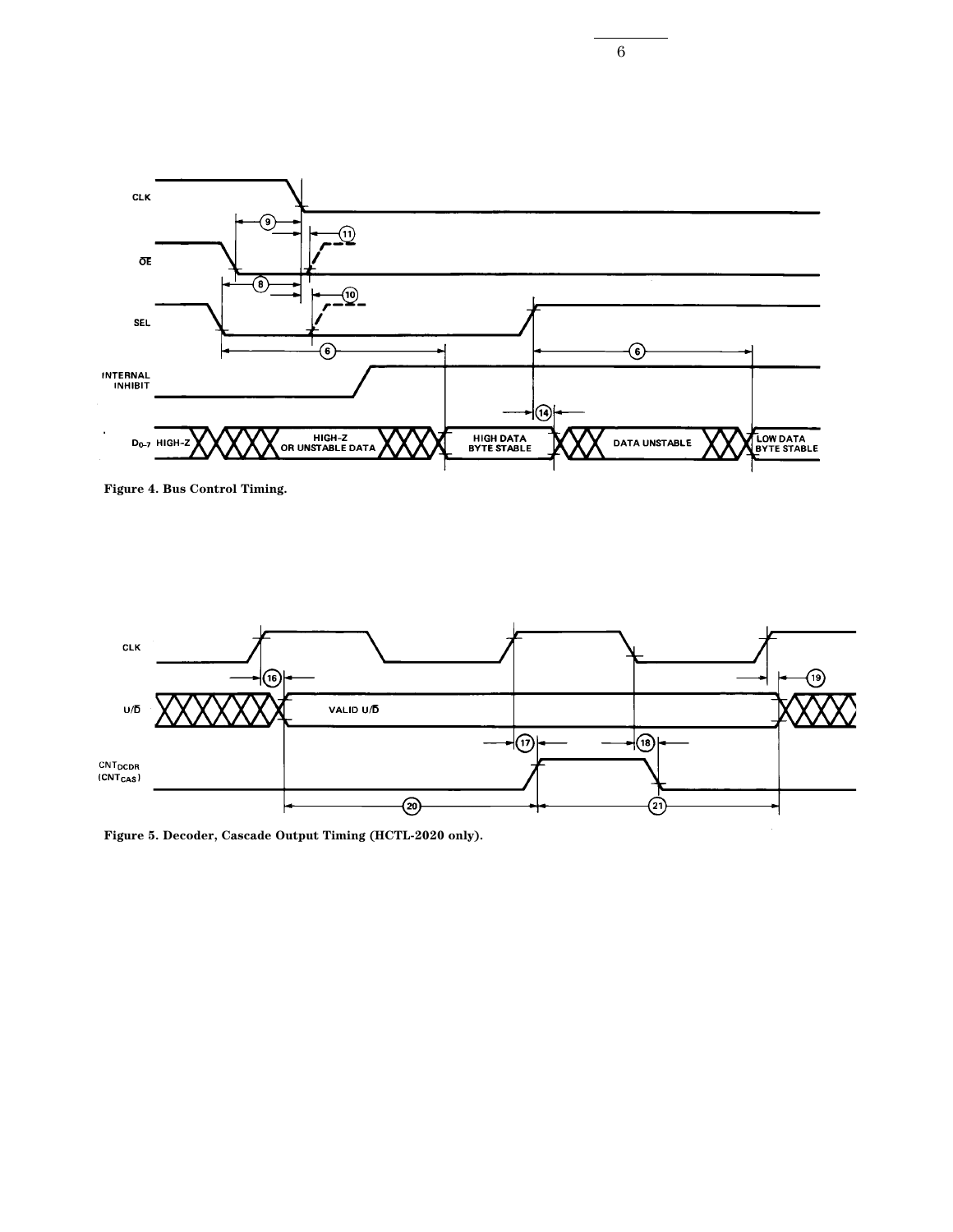**Figure 4. Bus Control Timing.**

**Figure 5. Decoder, Cascade Output Timing (HCTL-2020 only).**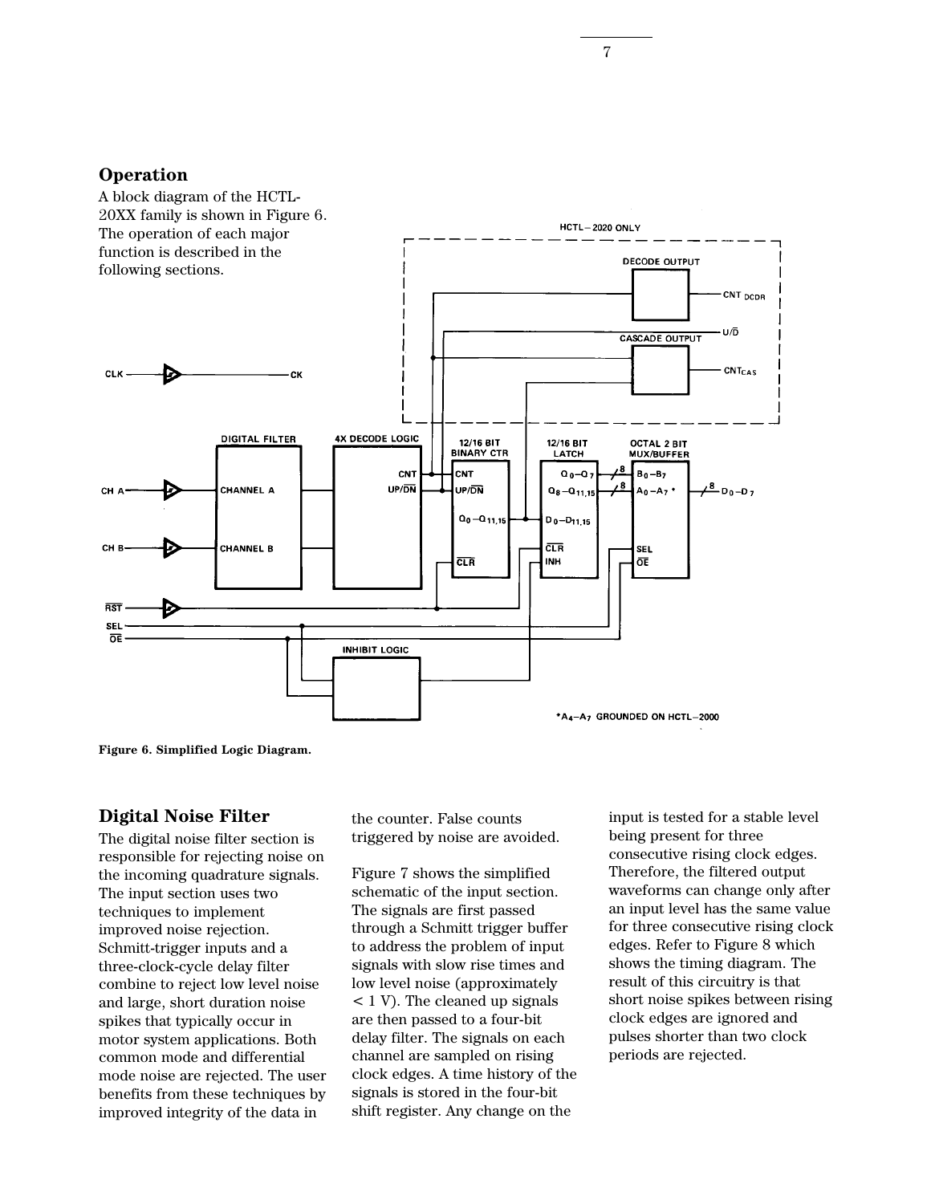## Operation

A block diagram of the HCTL-20XX family is shown in Figure 6. The operation of each major function is described in the following sections.

**Figure 6. Simplified Logic Diagram.**

## Digital Noise Filter

The digital noise filter section is responsible for rejecting noise on the incoming quadrature signals. The input section uses two techniques to implement improved noise rejection. Schmitt-trigger inputs and a three-clock-cycle delay filter combine to reject low level noise and large, short duration noise spikes that typically occur in motor system applications. Both common mode and differential mode noise are rejected. The user benefits from these techniques by improved integrity of the data in the counter. False counts triggered by noise are avoided.

Figure 7 shows the simplified schematic of the input section. The signals are first passed through a Schmitt trigger buffer to address the problem of input signals with slow rise times and low level noise (approximately < 1 V). The cleaned up signals are then passed to a four-bit delay filter. The signals on each channel are sampled on rising clock edges. A time history of the signals is stored in the four-bit shift register. Any change on the input is tested for a stable level being present for three consecutive rising clock edges. Therefore, the filtered output waveforms can change only after an input level has the same value for three consecutive rising clock edges. Refer to Figure 8 which shows the timing diagram. The result of this circuitry is that short noise spikes between rising clock edges are ignored and pulses shorter than two clock periods are rejected.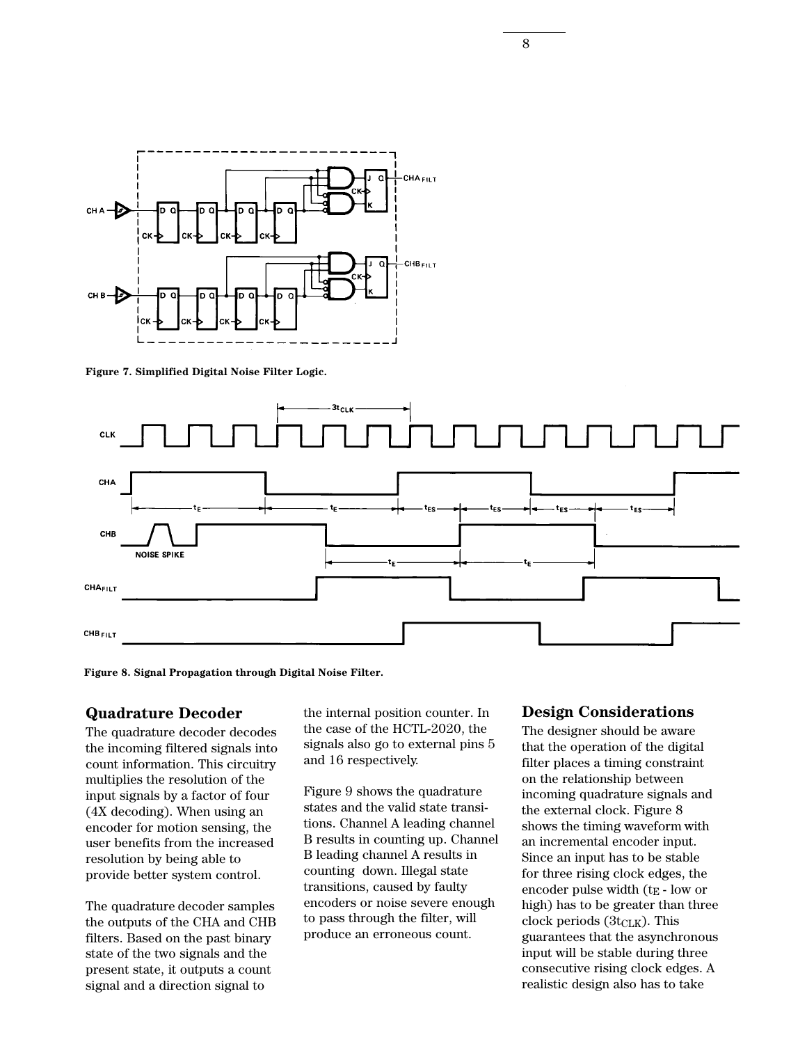Figure 7. Simplified Digital Noise Filter Logic.

Figure 8. Signal Propagation through Digital Noise Filter.

## Quadrature Decoder

The quadrature decoder decodes the incoming filtered signals into count information. This circuitry multiplies the resolution of the input signals by a factor of four (4X decoding). When using an encoder for motion sensing, the user benefits from the increased resolution by being able to provide better system control.

The quadrature decoder samples the outputs of the CHA and CHB filters. Based on the past binary state of the two signals and the present state, it outputs a count signal and a direction signal to the internal position counter. In the case of the HCTL-2020, the signals also go to external pins 5 and 16 respectively.

Figure 9 shows the quadrature states and the valid state transitions. Channel A leading channel B results in counting up. Channel B leading channel A results in counting down. Illegal state transitions, caused by faulty encoders or noise severe enough to pass through the filter, will produce an erroneous count.

## Design Considerations

The designer should be aware that the operation of the digital filter places a timing constraint on the relationship between incoming quadrature signals and the external clock. Figure 8 shows the timing waveform with an incremental encoder input. Since an input has to be stable for three rising clock edges, the encoder pulse width ($t_E$ - low or high) has to be greater than three clock periods ($3t_{CLK}$). This guarantees that the asynchronous input will be stable during three consecutive rising clock edges. A realistic design also has to take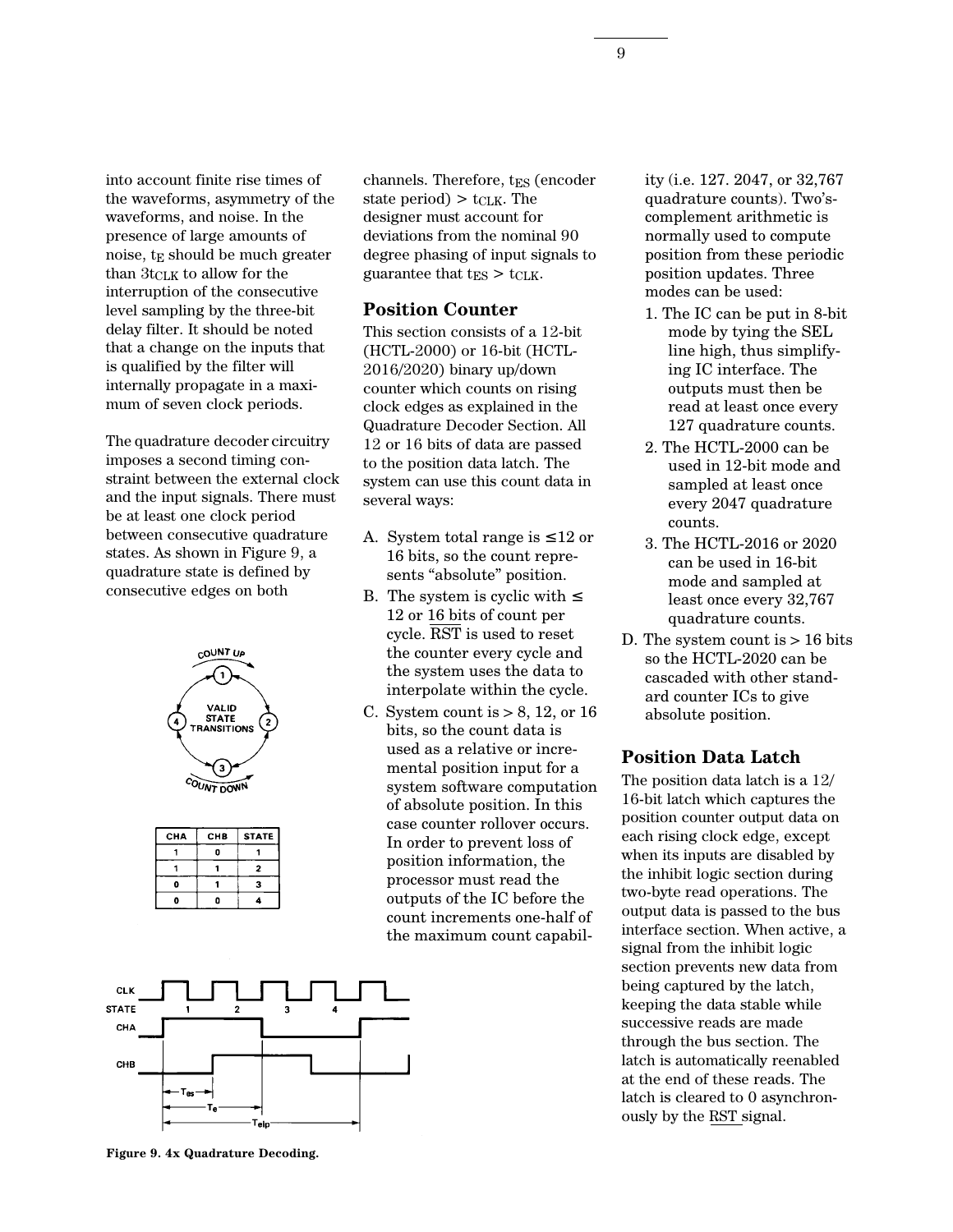into account finite rise times of the waveforms, asymmetry of the waveforms, and noise. In the presence of large amounts of noise, $t_E$ should be much greater than $3t_{CLK}$ to allow for the interruption of the consecutive level sampling by the three-bit delay filter. It should be noted that a change on the inputs that is qualified by the filter will internally propagate in a maximum of seven clock periods.

The quadrature decoder circuitry imposes a second timing constraint between the external clock and the input signals. There must be at least one clock period between consecutive quadrature states. As shown in Figure 9, a quadrature state is defined by consecutive edges on both channels. Therefore, $t_{ES}$ (encoder state period) > $t_{CLK}$. The designer must account for deviations from the nominal 90 degree phasing of input signals to guarantee that $t_{ES}$ > $t_{CLK}$.

| CHA | CHB | STATE |
|---|---|---|
| 1 | 0 | 1 |
| 1 | 1 | 2 |
| 0 | 1 | 3 |
| 0 | 0 | 4 |

**Figure 9. 4x Quadrature Decoding.**

## Position Counter

This section consists of a 12-bit (HCTL-2000) or 16-bit (HCTL-2016/2020) binary up/down counter which counts on rising clock edges as explained in the Quadrature Decoder Section. All 12 or 16 bits of data are passed to the position data latch. The system can use this count data in several ways:

A. System total range is ≤12 or 16 bits, so the count represents "absolute" position.

B. The system is cyclic with ≤ 12 or 16 bits of count per cycle. $\overline{\text{RST}}$ is used to reset the counter every cycle and the system uses the data to interpolate within the cycle.

C. System count is > 8, 12, or 16 bits, so the count data is used as a relative or incremental position input for a system software computation of absolute position. In this case counter rollover occurs. In order to prevent loss of position information, the processor must read the outputs of the IC before the count increments one-half of the maximum count capability (i.e. 127. 2047, or 32,767 quadrature counts). Two's-complement arithmetic is normally used to compute position from these periodic position updates. Three modes can be used:

1. The IC can be put in 8-bit mode by tying the SEL line high, thus simplifying IC interface. The outputs must then be read at least once every 127 quadrature counts.
2. The HCTL-2000 can be used in 12-bit mode and sampled at least once every 2047 quadrature counts.
3. The HCTL-2016 or 2020 can be used in 16-bit mode and sampled at least once every 32,767 quadrature counts.

D. The system count is > 16 bits so the HCTL-2020 can be cascaded with other standard counter ICs to give absolute position.

## Position Data Latch

The position data latch is a 12/16-bit latch which captures the position counter output data on each rising clock edge, except when its inputs are disabled by the inhibit logic section during two-byte read operations. The output data is passed to the bus interface section. When active, a signal from the inhibit logic section prevents new data from being captured by the latch, keeping the data stable while successive reads are made through the bus section. The latch is automatically reenabled at the end of these reads. The latch is cleared to 0 asynchronously by the $\overline{\text{RST}}$ signal.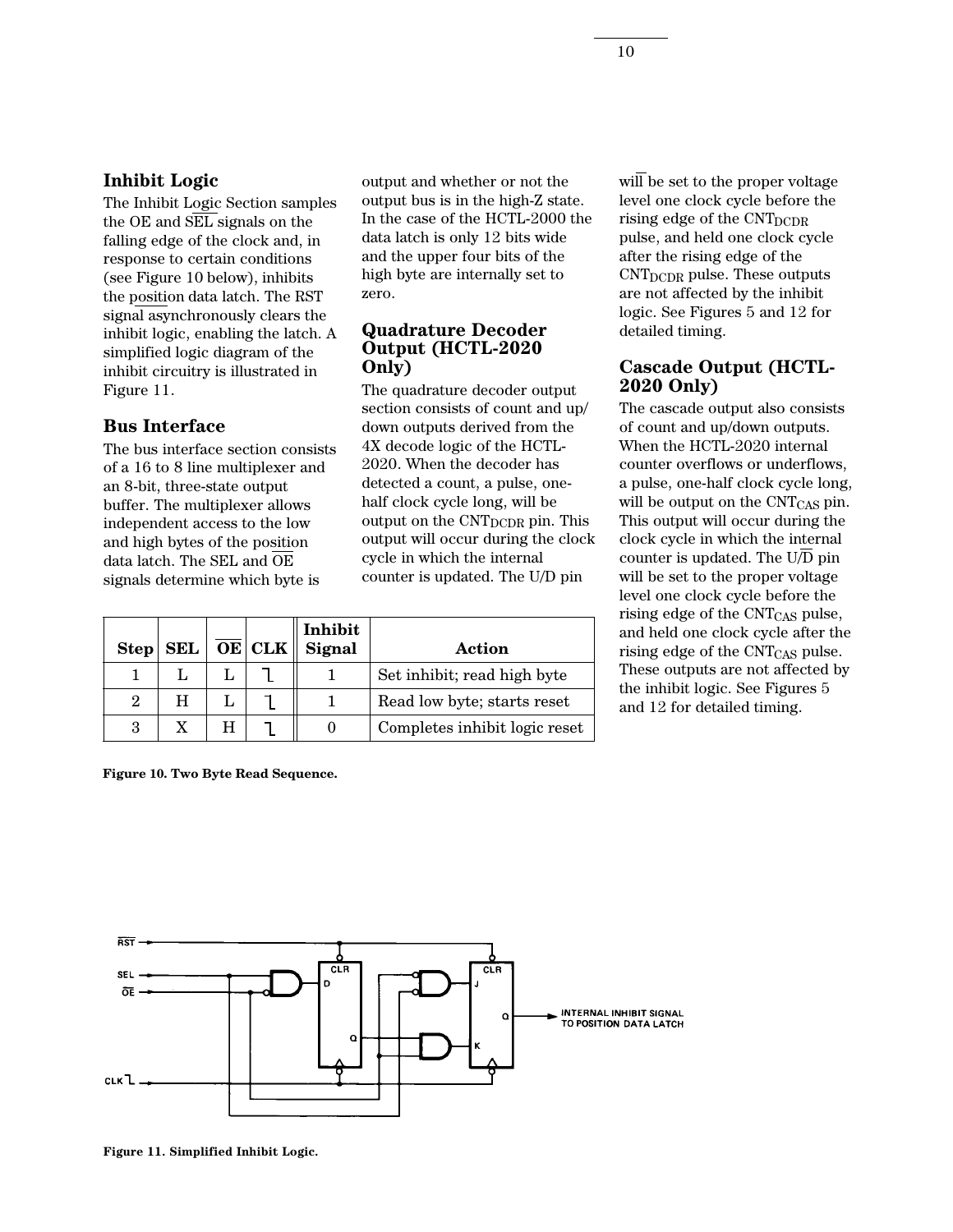## Inhibit Logic

The Inhibit Logic Section samples the OE and $\overline{SEL}$ signals on the falling edge of the clock and, in response to certain conditions (see Figure 10 below), inhibits the position data latch. The RST signal asynchronously clears the inhibit logic, enabling the latch. A simplified logic diagram of the inhibit circuitry is illustrated in Figure 11.

## Bus Interface

The bus interface section consists of a 16 to 8 line multiplexer and an 8-bit, three-state output buffer. The multiplexer allows independent access to the low and high bytes of the position data latch. The SEL and $\overline{OE}$ signals determine which byte is output and whether or not the output bus is in the high-Z state. In the case of the HCTL-2000 the data latch is only 12 bits wide and the upper four bits of the high byte are internally set to zero.

## Quadrature Decoder Output (HCTL-2020 Only)

The quadrature decoder output section consists of count and up/down outputs derived from the 4X decode logic of the HCTL-2020. When the decoder has detected a count, a pulse, one-half clock cycle long, will be output on the $CNT_{DCDR}$ pin. This output will occur during the clock cycle in which the internal counter is updated. The U/D pin will be set to the proper voltage level one clock cycle before the rising edge of the $CNT_{DCDR}$ pulse, and held one clock cycle after the rising edge of the $CNT_{DCDR}$ pulse. These outputs are not affected by the inhibit logic. See Figures 5 and 12 for detailed timing.

## Cascade Output (HCTL-2020 Only)

The cascade output also consists of count and up/down outputs. When the HCTL-2020 internal counter overflows or underflows, a pulse, one-half clock cycle long, will be output on the $CNT_{CAS}$ pin. This output will occur during the clock cycle in which the internal counter is updated. The U/$\overline{D}$ pin will be set to the proper voltage level one clock cycle before the rising edge of the $CNT_{CAS}$ pulse, and held one clock cycle after the rising edge of the $CNT_{CAS}$ pulse. These outputs are not affected by the inhibit logic. See Figures 5 and 12 for detailed timing.

| Step | SEL | $\overline{OE}$ | CLK | Inhibit Signal | Action |
|---|---|---|---|---|---|
| 1 | L | L | ↓ | 1 | Set inhibit; read high byte |
| 2 | H | L | ↓ | 1 | Read low byte; starts reset |
| 3 | X | H | ↓ | 0 | Completes inhibit logic reset |

**Figure 10. Two Byte Read Sequence.**

**Figure 11. Simplified Inhibit Logic.**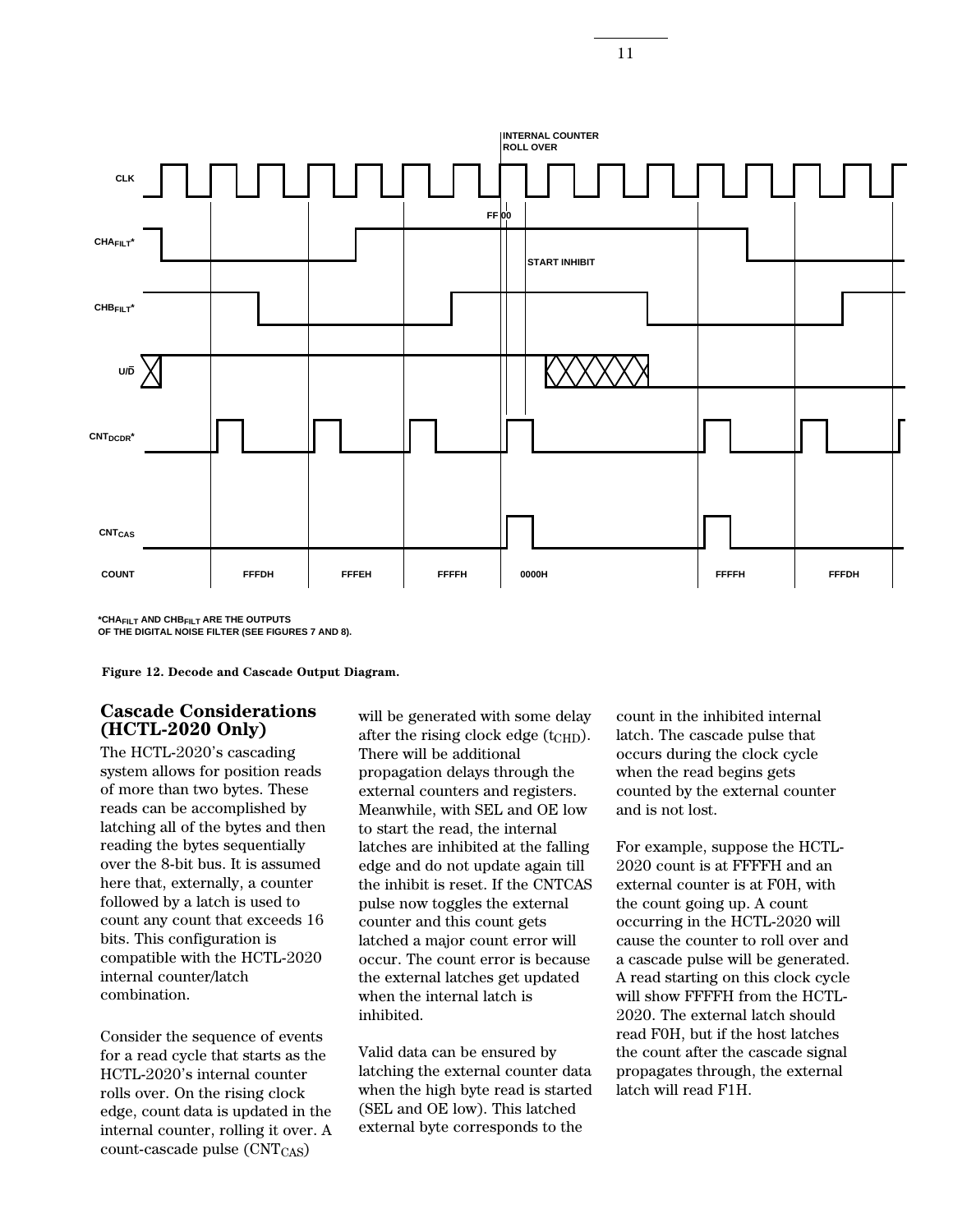INTERNAL COUNTER ROLL OVER

CLK

FF 00

$CHA_{FILT}$*

START INHIBIT

$CHB_{FILT}$*

U/$\overline{D}$

$CNT_{DCDR}$*

$CNT_{CAS}$

COUNT FFFDH FFFEH FFFFH 0000H FFFFH FFFDH

*$CHA_{FILT}$ AND $CHB_{FILT}$ ARE THE OUTPUTS OF THE DIGITAL NOISE FILTER (SEE FIGURES 7 AND 8).

**Figure 12. Decode and Cascade Output Diagram.**

## Cascade Considerations (HCTL-2020 Only)

The HCTL-2020's cascading system allows for position reads of more than two bytes. These reads can be accomplished by latching all of the bytes and then reading the bytes sequentially over the 8-bit bus. It is assumed here that, externally, a counter followed by a latch is used to count any count that exceeds 16 bits. This configuration is compatible with the HCTL-2020 internal counter/latch combination.

Consider the sequence of events for a read cycle that starts as the HCTL-2020's internal counter rolls over. On the rising clock edge, count data is updated in the internal counter, rolling it over. A count-cascade pulse ($CNT_{CAS}$) will be generated with some delay after the rising clock edge ($t_{CHD}$). There will be additional propagation delays through the external counters and registers. Meanwhile, with SEL and OE low to start the read, the internal latches are inhibited at the falling edge and do not update again till the inhibit is reset. If the CNTCAS pulse now toggles the external counter and this count gets latched a major count error will occur. The count error is because the external latches get updated when the internal latch is inhibited.

Valid data can be ensured by latching the external counter data when the high byte read is started (SEL and OE low). This latched external byte corresponds to the count in the inhibited internal latch. The cascade pulse that occurs during the clock cycle when the read begins gets counted by the external counter and is not lost.

For example, suppose the HCTL-2020 count is at FFFFH and an external counter is at F0H, with the count going up. A count occurring in the HCTL-2020 will cause the counter to roll over and a cascade pulse will be generated. A read starting on this clock cycle will show FFFFH from the HCTL-2020. The external latch should read F0H, but if the host latches the count after the cascade signal propagates through, the external latch will read F1H.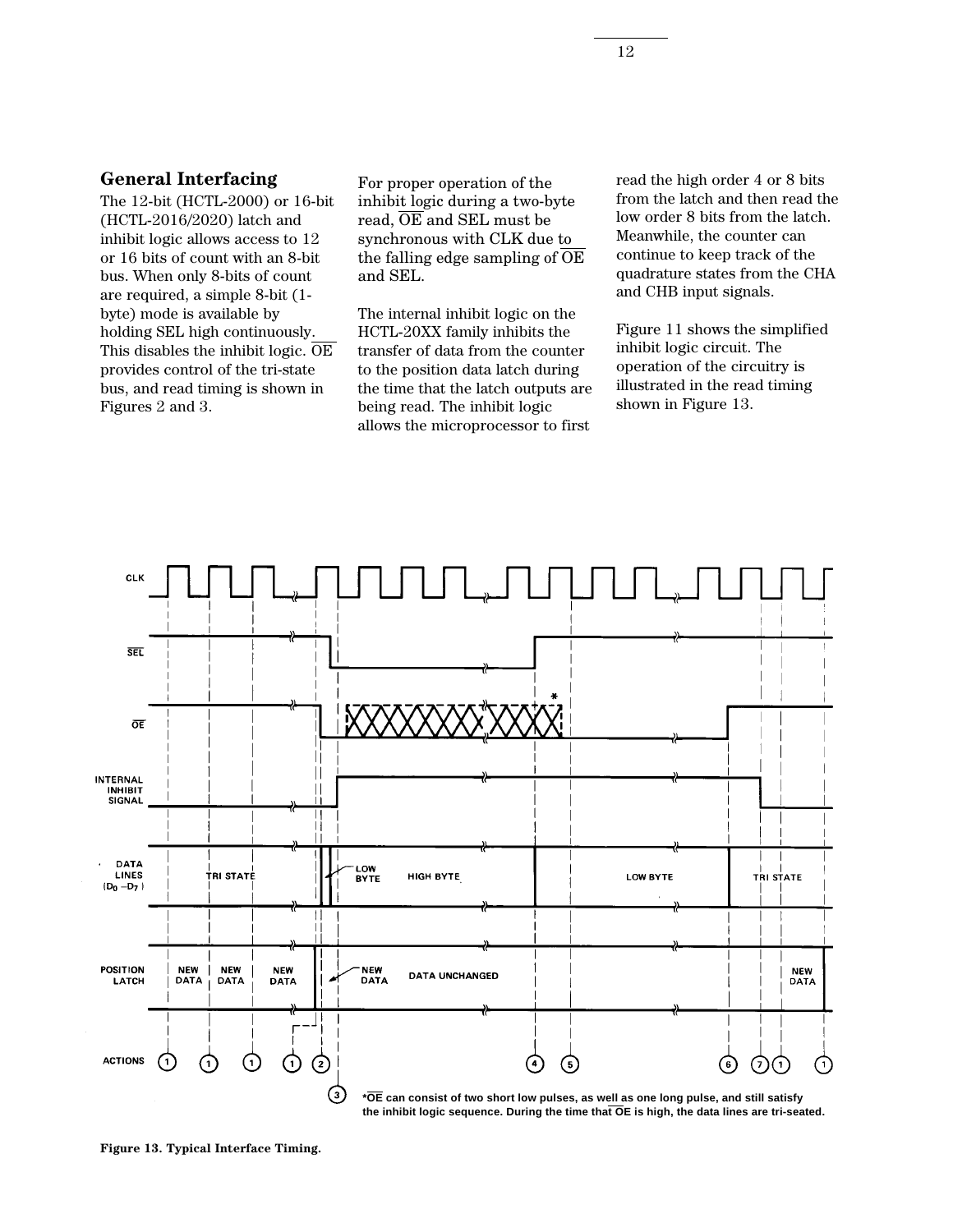## General Interfacing

The 12-bit (HCTL-2000) or 16-bit (HCTL-2016/2020) latch and inhibit logic allows access to 12 or 16 bits of count with an 8-bit bus. When only 8-bits of count are required, a simple 8-bit (1-byte) mode is available by holding SEL high continuously. This disables the inhibit logic. $\overline{OE}$ provides control of the tri-state bus, and read timing is shown in Figures 2 and 3.

For proper operation of the inhibit logic during a two-byte read, $\overline{OE}$ and SEL must be synchronous with CLK due to the falling edge sampling of $\overline{OE}$ and SEL.

The internal inhibit logic on the HCTL-20XX family inhibits the transfer of data from the counter to the position data latch during the time that the latch outputs are being read. The inhibit logic allows the microprocessor to first read the high order 4 or 8 bits from the latch and then read the low order 8 bits from the latch. Meanwhile, the counter can continue to keep track of the quadrature states from the CHA and CHB input signals.

Figure 11 shows the simplified inhibit logic circuit. The operation of the circuitry is illustrated in the read timing shown in Figure 13.

CLK

$\overline{SEL}$

$\overline{OE}$

INTERNAL INHIBIT SIGNAL

DATA LINES ($D_0$ – $D_7$): TRI STATE, LOW BYTE, HIGH BYTE, LOW BYTE, TRI STATE

POSITION LATCH: NEW DATA, NEW DATA, NEW DATA, NEW DATA, DATA UNCHANGED, NEW DATA

ACTIONS: 1, 1, 1, 1, 2, 3, 4, 5, 6, 7, 1, 1

*$\overline{OE}$ can consist of two short low pulses, as well as one long pulse, and still satisfy the inhibit logic sequence. During the time that $\overline{OE}$ is high, the data lines are tri-seated.

**Figure 13. Typical Interface Timing.**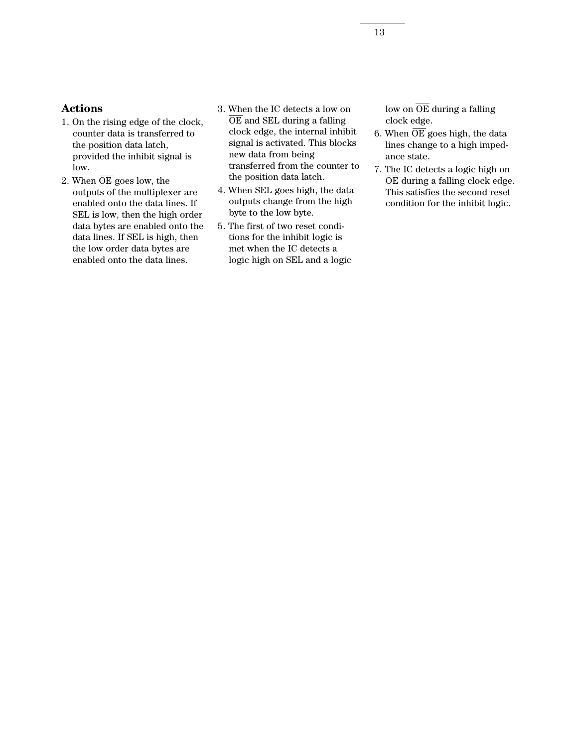## Actions

1. On the rising edge of the clock, counter data is transferred to the position data latch, provided the inhibit signal is low.
2. When $\overline{OE}$ goes low, the outputs of the multiplexer are enabled onto the data lines. If SEL is low, then the high order data bytes are enabled onto the data lines. If SEL is high, then the low order data bytes are enabled onto the data lines.
3. When the IC detects a low on $\overline{OE}$ and SEL during a falling clock edge, the internal inhibit signal is activated. This blocks new data from being transferred from the counter to the position data latch.
4. When SEL goes high, the data outputs change from the high byte to the low byte.
5. The first of two reset conditions for the inhibit logic is met when the IC detects a logic high on SEL and a logic low on $\overline{OE}$ during a falling clock edge.
6. When $\overline{OE}$ goes high, the data lines change to a high impedance state.
7. The IC detects a logic high on $\overline{OE}$ during a falling clock edge. This satisfies the second reset condition for the inhibit logic.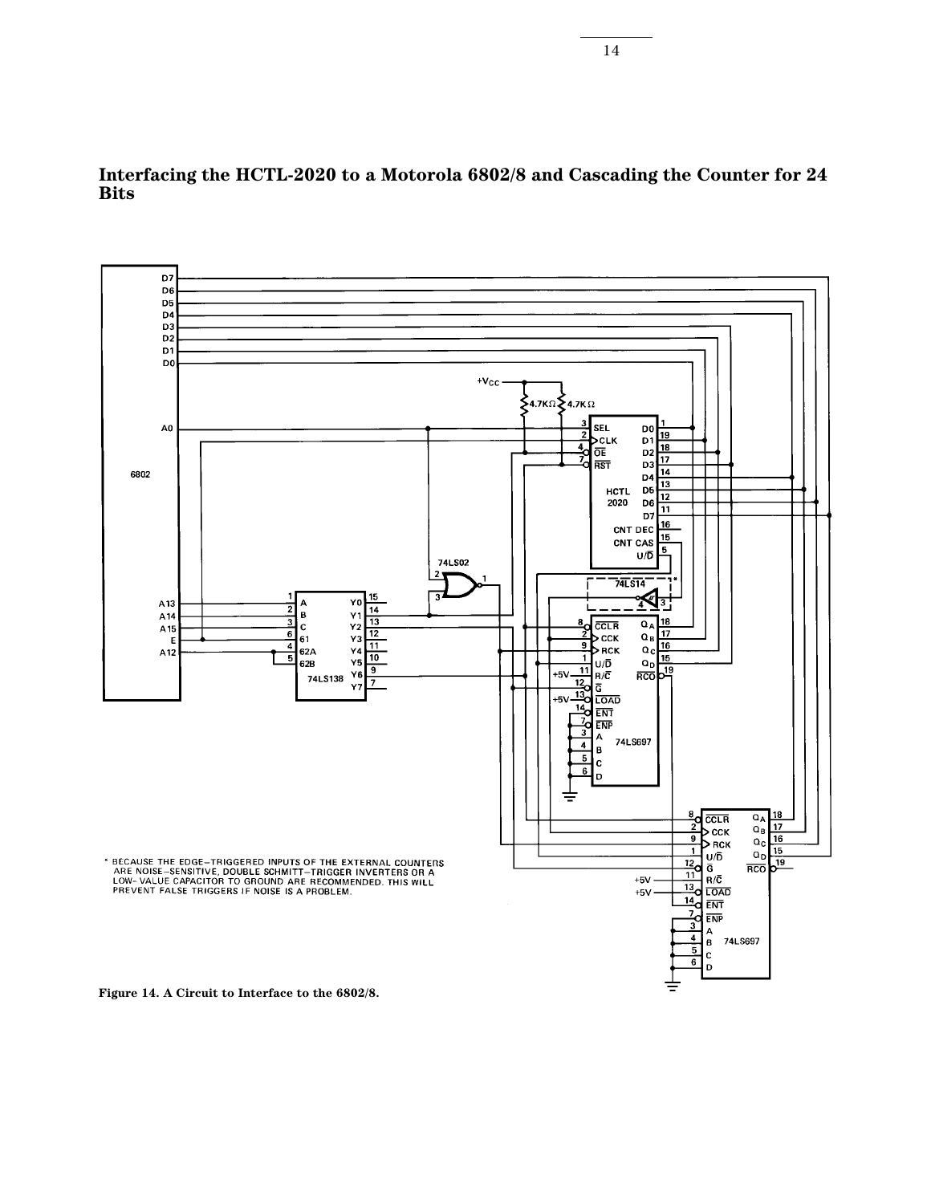## Interfacing the HCTL-2020 to a Motorola 6802/8 and Cascading the Counter for 24 Bits

\* BECAUSE THE EDGE–TRIGGERED INPUTS OF THE EXTERNAL COUNTERS ARE NOISE–SENSITIVE, DOUBLE SCHMITT–TRIGGER INVERTERS OR A LOW- VALUE CAPACITOR TO GROUND ARE RECOMMENDED. THIS WILL PREVENT FALSE TRIGGERS IF NOISE IS A PROBLEM.

**Figure 14. A Circuit to Interface to the 6802/8.**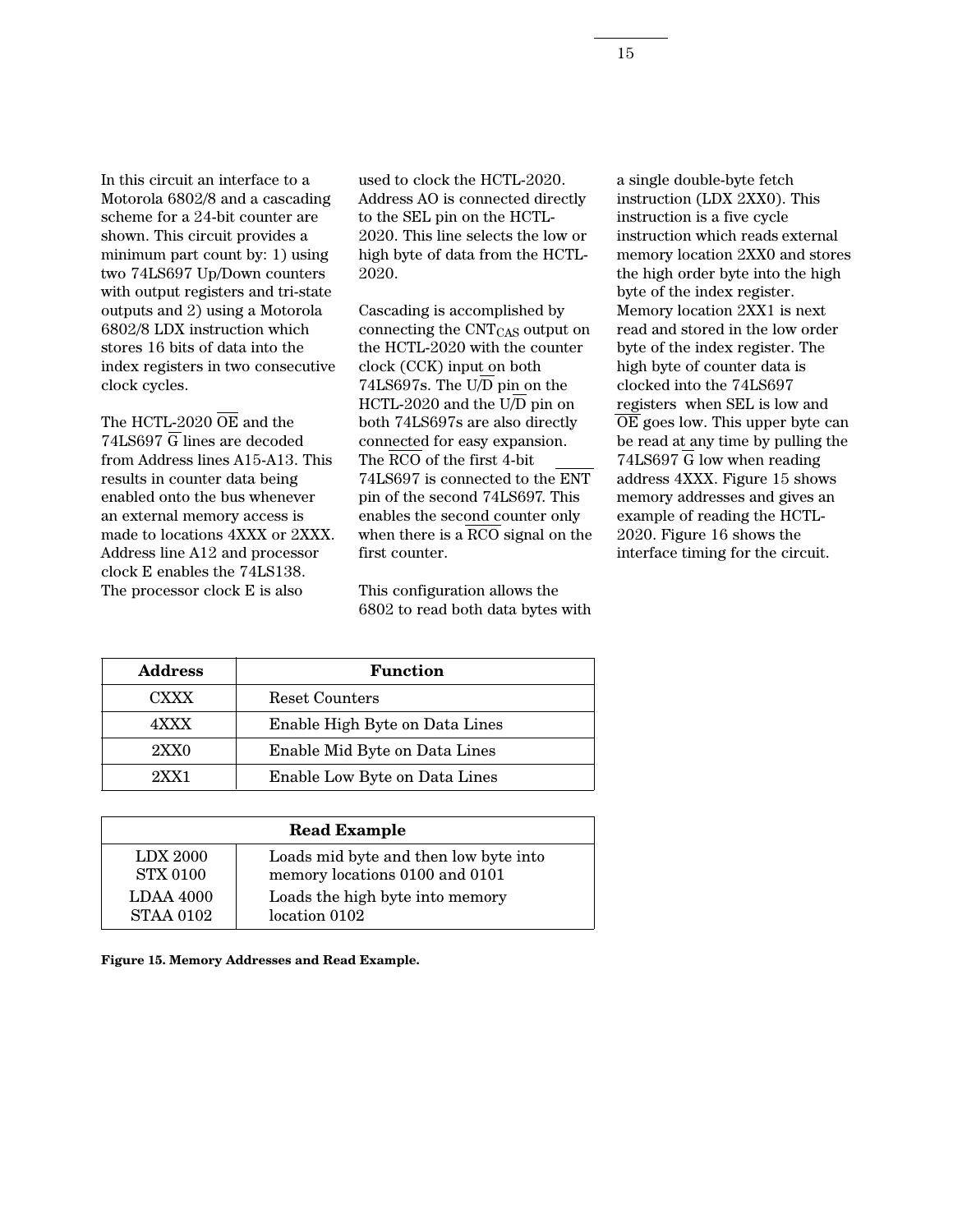In this circuit an interface to a Motorola 6802/8 and a cascading scheme for a 24-bit counter are shown. This circuit provides a minimum part count by: 1) using two 74LS697 Up/Down counters with output registers and tri-state outputs and 2) using a Motorola 6802/8 LDX instruction which stores 16 bits of data into the index registers in two consecutive clock cycles.

The HCTL-2020 $\overline{OE}$ and the 74LS697 $\overline{G}$ lines are decoded from Address lines A15-A13. This results in counter data being enabled onto the bus whenever an external memory access is made to locations 4XXX or 2XXX. Address line A12 and processor clock E enables the 74LS138. The processor clock E is also used to clock the HCTL-2020. Address AO is connected directly to the SEL pin on the HCTL-2020. This line selects the low or high byte of data from the HCTL-2020.

Cascading is accomplished by connecting the $CNT_{CAS}$ output on the HCTL-2020 with the counter clock (CCK) input on both 74LS697s. The U/$\overline{D}$ pin on the HCTL-2020 and the U/$\overline{D}$ pin on both 74LS697s are also directly connected for easy expansion. The $\overline{RCO}$ of the first 4-bit 74LS697 is connected to the $\overline{ENT}$ pin of the second 74LS697. This enables the second counter only when there is a $\overline{RCO}$ signal on the first counter.

This configuration allows the 6802 to read both data bytes with a single double-byte fetch instruction (LDX 2XX0). This instruction is a five cycle instruction which reads external memory location 2XX0 and stores the high order byte into the high byte of the index register. Memory location 2XX1 is next read and stored in the low order byte of the index register. The high byte of counter data is clocked into the 74LS697 registers when SEL is low and $\overline{OE}$ goes low. This upper byte can be read at any time by pulling the 74LS697 $\overline{G}$ low when reading address 4XXX. Figure 15 shows memory addresses and gives an example of reading the HCTL-2020. Figure 16 shows the interface timing for the circuit.

| Address | Function |
|---|---|
| CXXX | Reset Counters |
| 4XXX | Enable High Byte on Data Lines |
| 2XX0 | Enable Mid Byte on Data Lines |
| 2XX1 | Enable Low Byte on Data Lines |

| Read Example | |
|---|---|
| LDX 2000<br>STX 0100 | Loads mid byte and then low byte into memory locations 0100 and 0101 |
| LDAA 4000<br>STAA 0102 | Loads the high byte into memory location 0102 |

**Figure 15. Memory Addresses and Read Example.**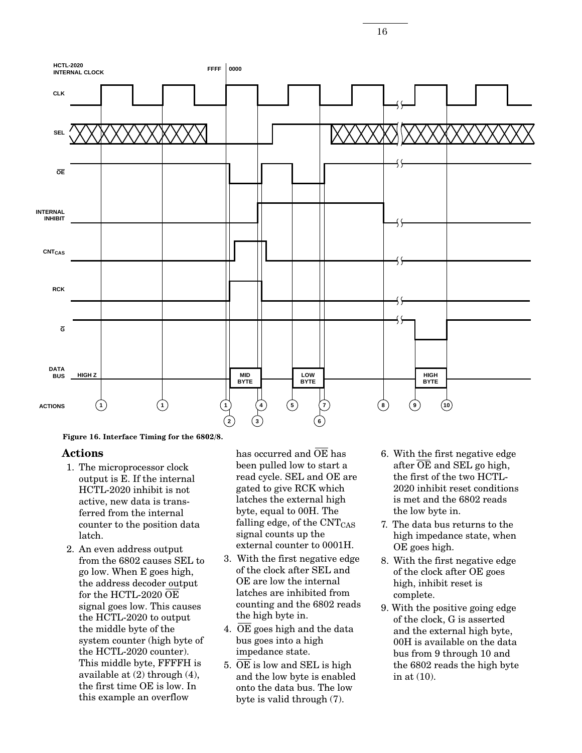**Figure 16. Interface Timing for the 6802/8.**

## Actions

1. The microprocessor clock output is E. If the internal HCTL-2020 inhibit is not active, new data is transferred from the internal counter to the position data latch.
2. An even address output from the 6802 causes SEL to go low. When E goes high, the address decoder output for the HCTL-2020 $\overline{OE}$ signal goes low. This causes the HCTL-2020 to output the middle byte of the system counter (high byte of the HCTL-2020 counter). This middle byte, FFFFH is available at (2) through (4), the first time OE is low. In this example an overflow has occurred and $\overline{OE}$ has been pulled low to start a read cycle. SEL and OE are gated to give RCK which latches the external high byte, equal to 00H. The falling edge, of the $CNT_{CAS}$ signal counts up the external counter to 0001H.
3. With the first negative edge of the clock after SEL and OE are low the internal latches are inhibited from counting and the 6802 reads the high byte in.
4. $\overline{OE}$ goes high and the data bus goes into a high impedance state.
5. $\overline{OE}$ is low and SEL is high and the low byte is enabled onto the data bus. The low byte is valid through (7).
6. With the first negative edge after $\overline{OE}$ and SEL go high, the first of the two HCTL-2020 inhibit reset conditions is met and the 6802 reads the low byte in.
7. The data bus returns to the high impedance state, when OE goes high.
8. With the first negative edge of the clock after OE goes high, inhibit reset is complete.
9. With the positive going edge of the clock, G is asserted and the external high byte, 00H is available on the data bus from 9 through 10 and the 6802 reads the high byte in at (10).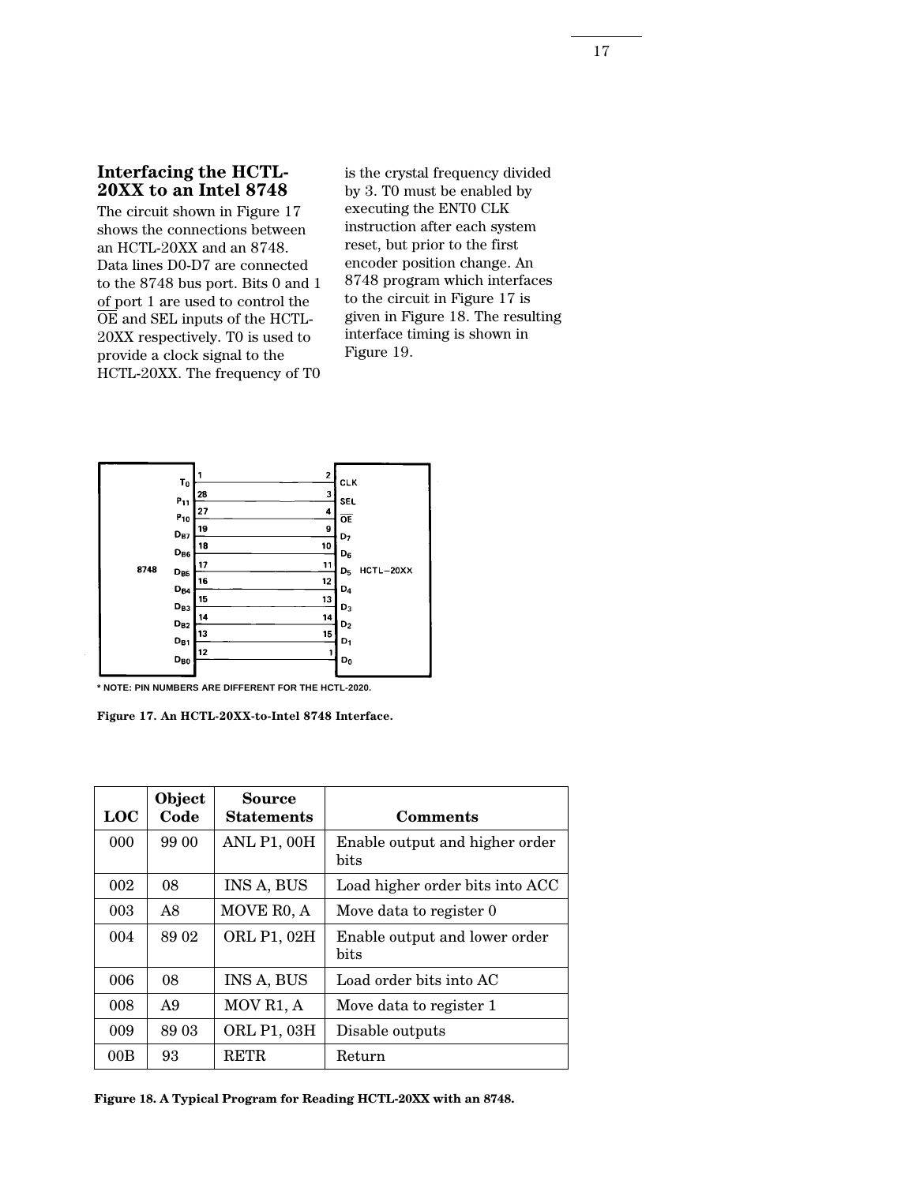## Interfacing the HCTL-20XX to an Intel 8748

The circuit shown in Figure 17 shows the connections between an HCTL-20XX and an 8748. Data lines D0-D7 are connected to the 8748 bus port. Bits 0 and 1 of port 1 are used to control the $\overline{OE}$ and SEL inputs of the HCTL-20XX respectively. T0 is used to provide a clock signal to the HCTL-20XX. The frequency of T0 is the crystal frequency divided by 3. T0 must be enabled by executing the ENT0 CLK instruction after each system reset, but prior to the first encoder position change. An 8748 program which interfaces to the circuit in Figure 17 is given in Figure 18. The resulting interface timing is shown in Figure 19.

| 8748 Signal | 8748 Pin | HCTL-20XX Pin | HCTL-20XX Signal |
|---|---|---|---|
| $T_0$ | 1 | 2 | CLK |
| $P_{11}$ | 28 | 3 | SEL |
| $P_{10}$ | 27 | 4 | $\overline{OE}$ |
| $D_{B7}$ | 19 | 9 | $D_7$ |
| $D_{B6}$ | 18 | 10 | $D_6$ |
| $D_{B5}$ | 17 | 11 | $D_5$ |
| $D_{B4}$ | 16 | 12 | $D_4$ |
| $D_{B3}$ | 15 | 13 | $D_3$ |
| $D_{B2}$ | 14 | 14 | $D_2$ |
| $D_{B1}$ | 13 | 15 | $D_1$ |
| $D_{B0}$ | 12 | 1 | $D_0$ |

* NOTE: PIN NUMBERS ARE DIFFERENT FOR THE HCTL-2020.

**Figure 17. An HCTL-20XX-to-Intel 8748 Interface.**

| LOC | Object Code | Source Statements | Comments |
|---|---|---|---|
| 000 | 99 00 | ANL P1, 00H | Enable output and higher order bits |
| 002 | 08 | INS A, BUS | Load higher order bits into ACC |
| 003 | A8 | MOVE R0, A | Move data to register 0 |
| 004 | 89 02 | ORL P1, 02H | Enable output and lower order bits |
| 006 | 08 | INS A, BUS | Load order bits into AC |
| 008 | A9 | MOV R1, A | Move data to register 1 |
| 009 | 89 03 | ORL P1, 03H | Disable outputs |
| 00B | 93 | RETR | Return |

**Figure 18. A Typical Program for Reading HCTL-20XX with an 8748.**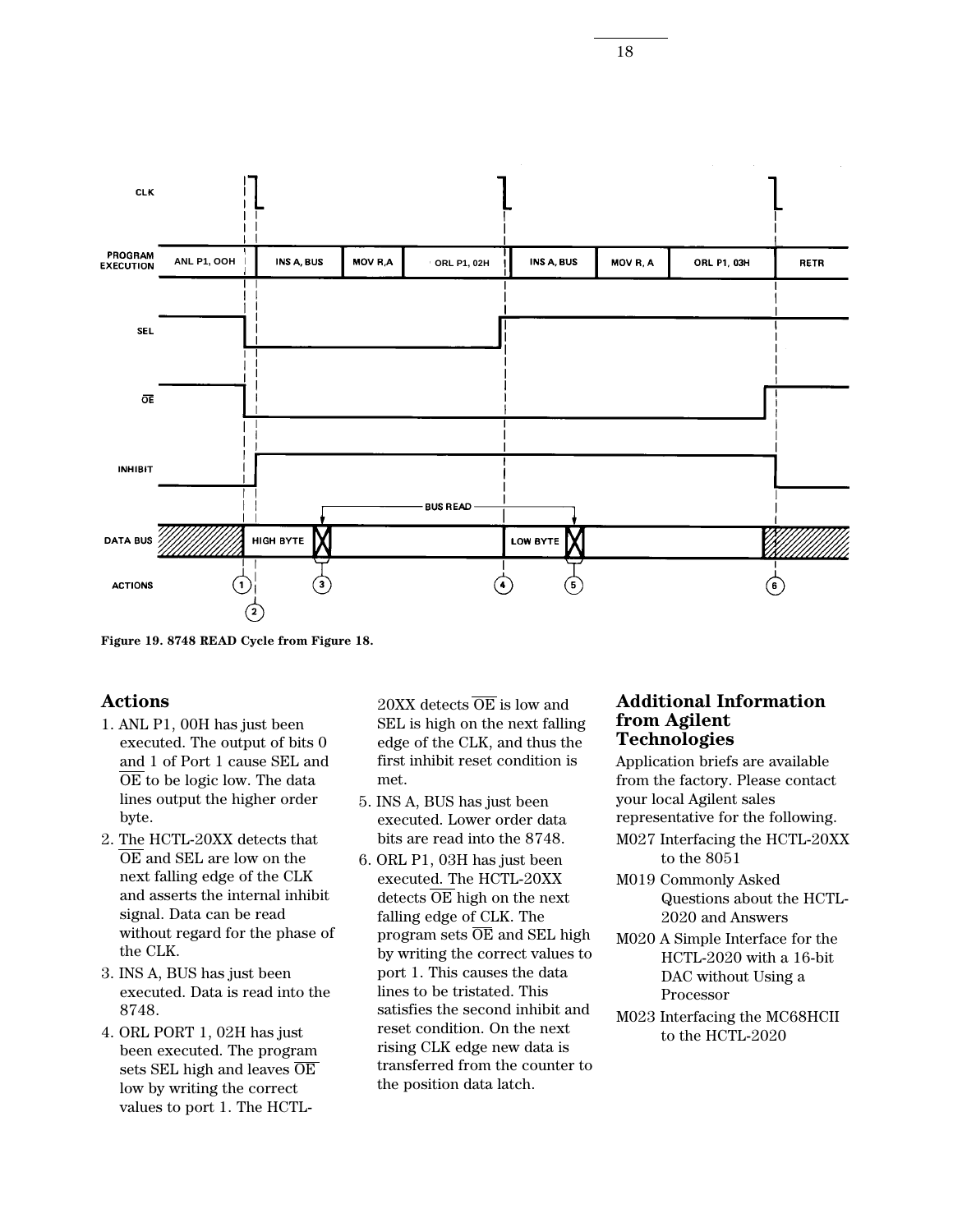Figure 19. 8748 READ Cycle from Figure 18.

## Actions

1. ANL P1, 00H has just been executed. The output of bits 0 and 1 of Port 1 cause SEL and $\overline{OE}$ to be logic low. The data lines output the higher order byte.
2. The HCTL-20XX detects that $\overline{OE}$ and SEL are low on the next falling edge of the CLK and asserts the internal inhibit signal. Data can be read without regard for the phase of the CLK.
3. INS A, BUS has just been executed. Data is read into the 8748.
4. ORL PORT 1, 02H has just been executed. The program sets SEL high and leaves $\overline{OE}$ low by writing the correct values to port 1. The HCTL-20XX detects $\overline{OE}$ is low and SEL is high on the next falling edge of the CLK, and thus the first inhibit reset condition is met.
5. INS A, BUS has just been executed. Lower order data bits are read into the 8748.
6. ORL P1, 03H has just been executed. The HCTL-20XX detects $\overline{OE}$ high on the next falling edge of CLK. The program sets $\overline{OE}$ and SEL high by writing the correct values to port 1. This causes the data lines to be tristated. This satisfies the second inhibit and reset condition. On the next rising CLK edge new data is transferred from the counter to the position data latch.

## Additional Information from Agilent Technologies

Application briefs are available from the factory. Please contact your local Agilent sales representative for the following.

M027 Interfacing the HCTL-20XX to the 8051

M019 Commonly Asked Questions about the HCTL-2020 and Answers

M020 A Simple Interface for the HCTL-2020 with a 16-bit DAC without Using a Processor

M023 Interfacing the MC68HCII to the HCTL-2020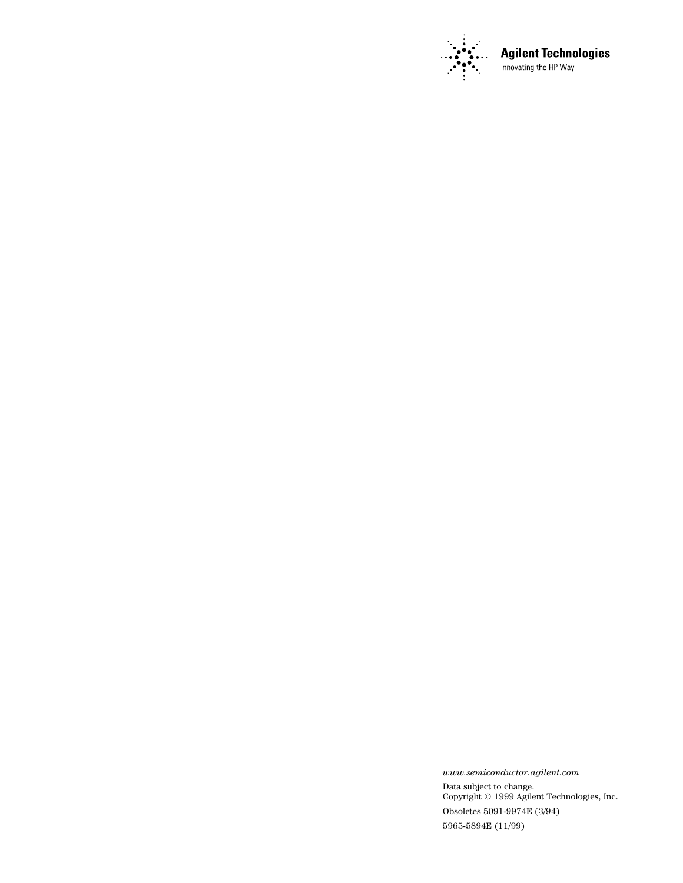**Agilent Technologies**
Innovating the HP Way

*www.semiconductor.agilent.com*

Data subject to change.
Copyright © 1999 Agilent Technologies, Inc.

Obsoletes 5091-9974E (3/94)

5965-5894E (11/99)